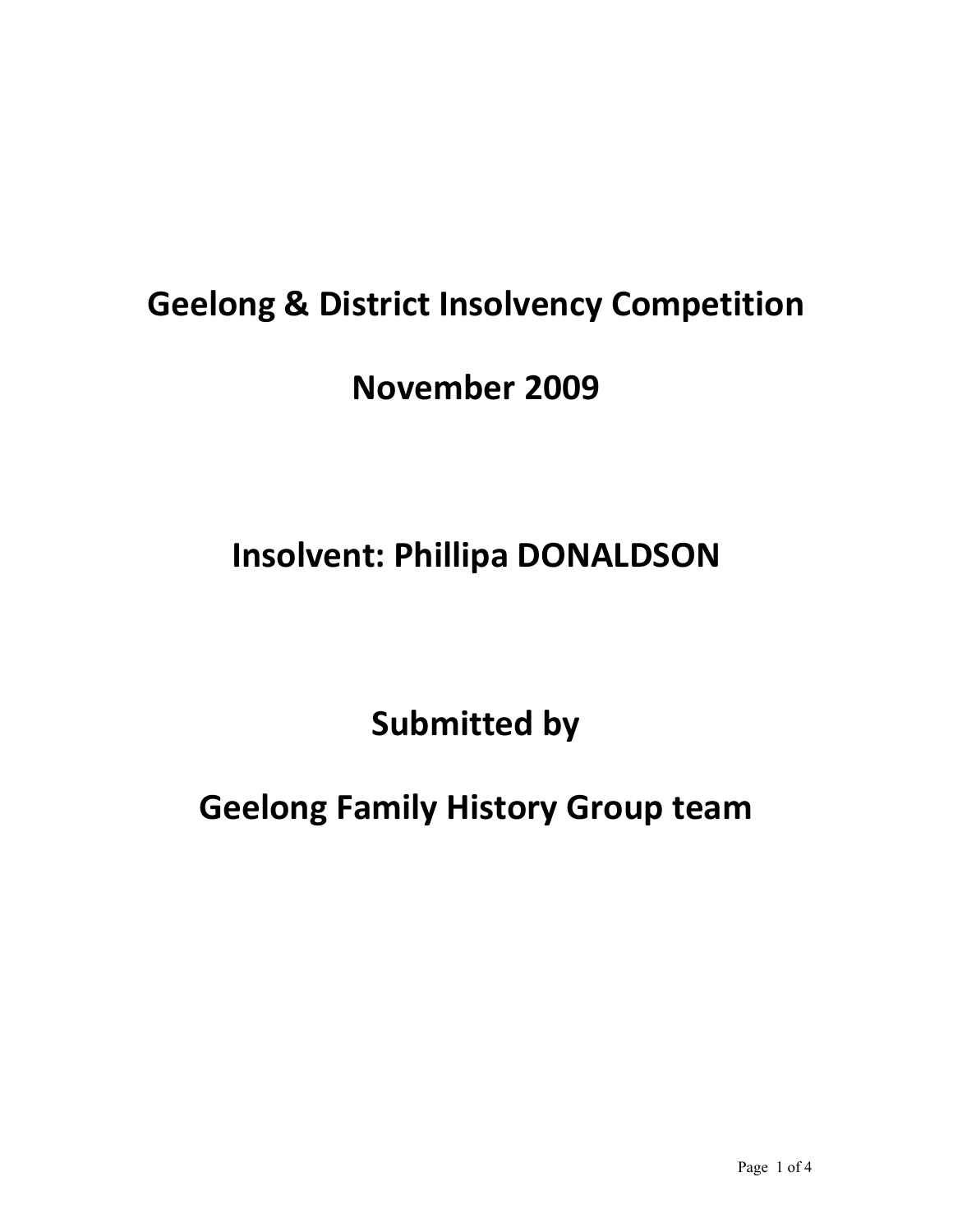# Geelong & District Insolvency Competition

# November 2009

# Insolvent: Phillipa DONALDSON

# Submitted by

# Geelong Family History Group team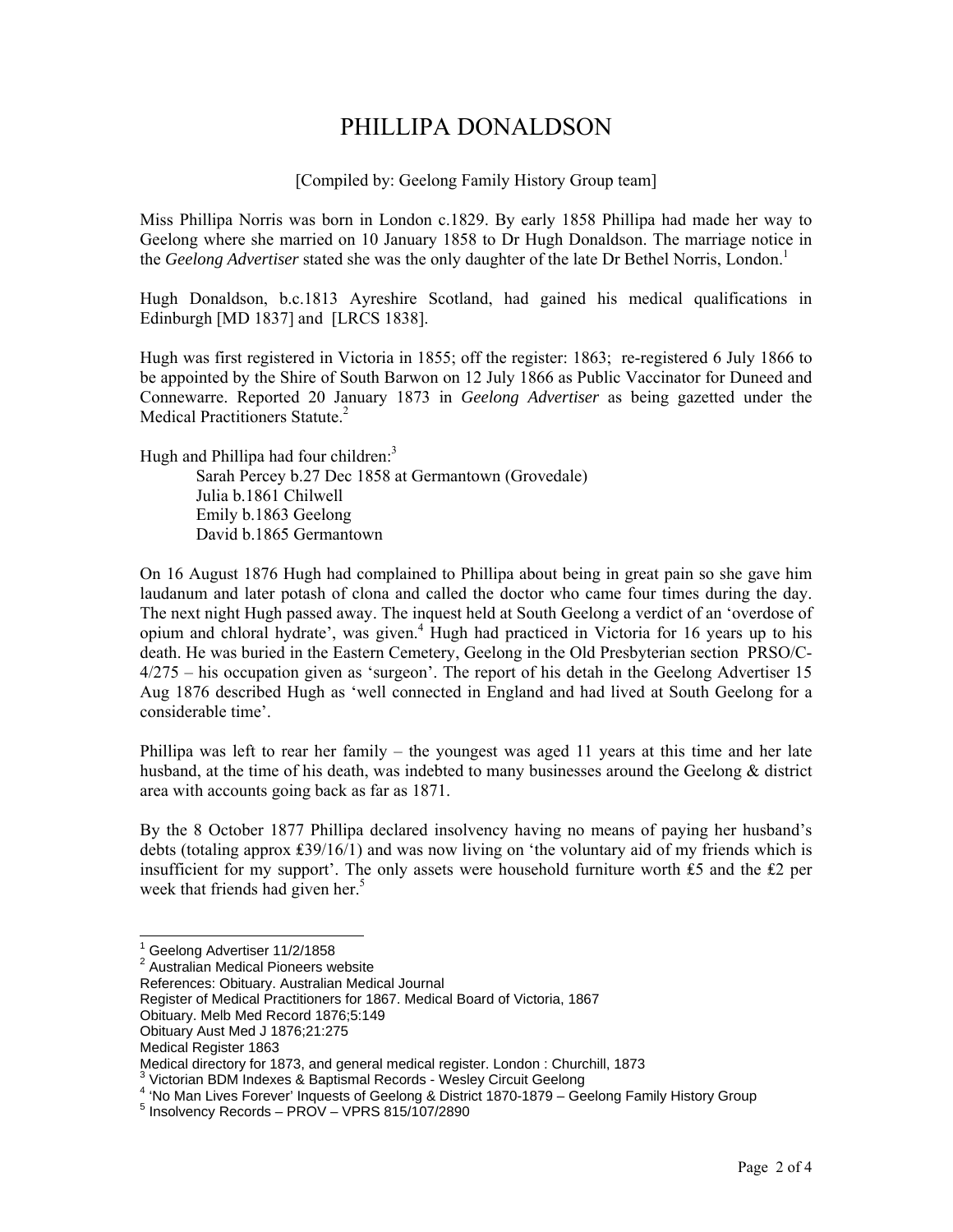# PHILLIPA DONALDSON

[Compiled by: Geelong Family History Group team]

Miss Phillipa Norris was born in London c.1829. By early 1858 Phillipa had made her way to Geelong where she married on 10 January 1858 to Dr Hugh Donaldson. The marriage notice in the *Geelong Advertiser* stated she was the only daughter of the late Dr Bethel Norris, London.[1]

Hugh Donaldson, b.c.1813 Ayreshire Scotland, had gained his medical qualifications in Edinburgh [MD 1837] and [LRCS 1838].

Hugh was first registered in Victoria in 1855; off the register: 1863; re-registered 6 July 1866 to be appointed by the Shire of South Barwon on 12 July 1866 as Public Vaccinator for Duneed and Connewarre. Reported 20 January 1873 in *Geelong Advertiser* as being gazetted under the Medical Practitioners Statute.[2]

Hugh and Phillipa had four children:[3]

Sarah Percey b.27 Dec 1858 at Germantown (Grovedale)
Julia b.1861 Chilwell
Emily b.1863 Geelong
David b.1865 Germantown

On 16 August 1876 Hugh had complained to Phillipa about being in great pain so she gave him laudanum and later potash of clona and called the doctor who came four times during the day. The next night Hugh passed away. The inquest held at South Geelong a verdict of an 'overdose of opium and chloral hydrate', was given.[4] Hugh had practiced in Victoria for 16 years up to his death. He was buried in the Eastern Cemetery, Geelong in the Old Presbyterian section PRSO/C-4/275 – his occupation given as 'surgeon'. The report of his detah in the Geelong Advertiser 15 Aug 1876 described Hugh as 'well connected in England and had lived at South Geelong for a considerable time'.

Phillipa was left to rear her family – the youngest was aged 11 years at this time and her late husband, at the time of his death, was indebted to many businesses around the Geelong & district area with accounts going back as far as 1871.

By the 8 October 1877 Phillipa declared insolvency having no means of paying her husband's debts (totaling approx ₤39/16/1) and was now living on 'the voluntary aid of my friends which is insufficient for my support'. The only assets were household furniture worth ₤5 and the ₤2 per week that friends had given her.[5]

---

[1] Geelong Advertiser 11/2/1858
[2] Australian Medical Pioneers website
References: Obituary. Australian Medical Journal
Register of Medical Practitioners for 1867. Medical Board of Victoria, 1867
Obituary. Melb Med Record 1876;5:149
Obituary Aust Med J 1876;21:275
Medical Register 1863
Medical directory for 1873, and general medical register. London : Churchill, 1873
[3] Victorian BDM Indexes & Baptismal Records - Wesley Circuit Geelong
[4] 'No Man Lives Forever' Inquests of Geelong & District 1870-1879 – Geelong Family History Group
[5] Insolvency Records – PROV – VPRS 815/107/2890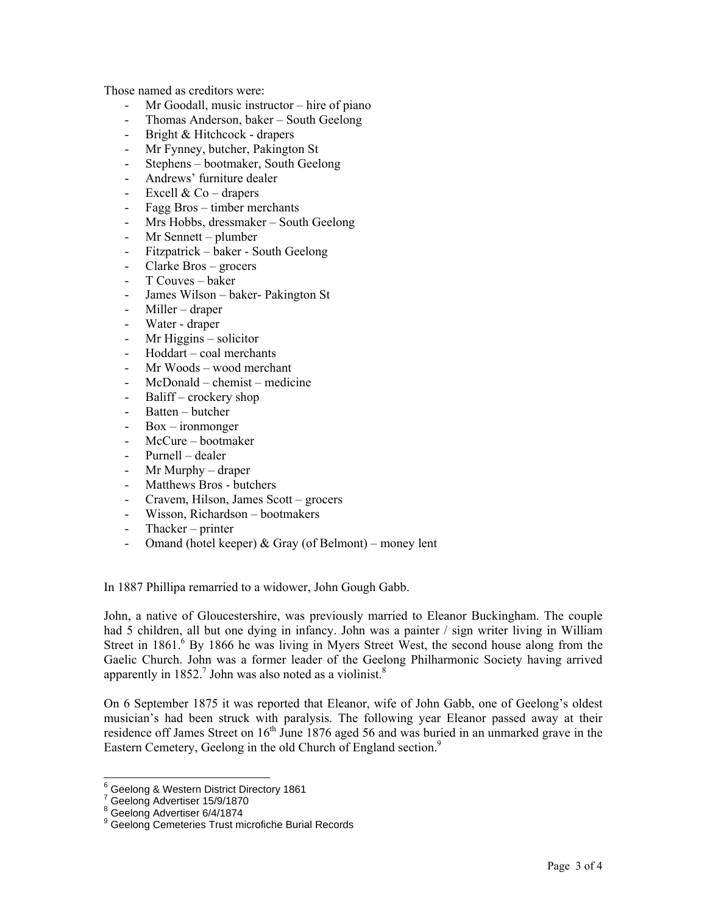Those named as creditors were:

- Mr Goodall, music instructor – hire of piano
- Thomas Anderson, baker – South Geelong
- Bright & Hitchcock - drapers
- Mr Fynney, butcher, Pakington St
- Stephens – bootmaker, South Geelong
- Andrews' furniture dealer
- Excell & Co – drapers
- Fagg Bros – timber merchants
- Mrs Hobbs, dressmaker – South Geelong
- Mr Sennett – plumber
- Fitzpatrick – baker - South Geelong
- Clarke Bros – grocers
- T Couves – baker
- James Wilson – baker- Pakington St
- Miller – draper
- Water - draper
- Mr Higgins – solicitor
- Hoddart – coal merchants
- Mr Woods – wood merchant
- McDonald – chemist – medicine
- Baliff – crockery shop
- Batten – butcher
- Box – ironmonger
- McCure – bootmaker
- Purnell – dealer
- Mr Murphy – draper
- Matthews Bros - butchers
- Cravem, Hilson, James Scott – grocers
- Wisson, Richardson – bootmakers
- Thacker – printer
- Omand (hotel keeper) & Gray (of Belmont) – money lent

In 1887 Phillipa remarried to a widower, John Gough Gabb.

John, a native of Gloucestershire, was previously married to Eleanor Buckingham. The couple had 5 children, all but one dying in infancy. John was a painter / sign writer living in William Street in 1861.[6] By 1866 he was living in Myers Street West, the second house along from the Gaelic Church. John was a former leader of the Geelong Philharmonic Society having arrived apparently in 1852.[7] John was also noted as a violinist.[8]

On 6 September 1875 it was reported that Eleanor, wife of John Gabb, one of Geelong's oldest musician's had been struck with paralysis. The following year Eleanor passed away at their residence off James Street on 16th June 1876 aged 56 and was buried in an unmarked grave in the Eastern Cemetery, Geelong in the old Church of England section.[9]

---

[6] Geelong & Western District Directory 1861
[7] Geelong Advertiser 15/9/1870
[8] Geelong Advertiser 6/4/1874
[9] Geelong Cemeteries Trust microfiche Burial Records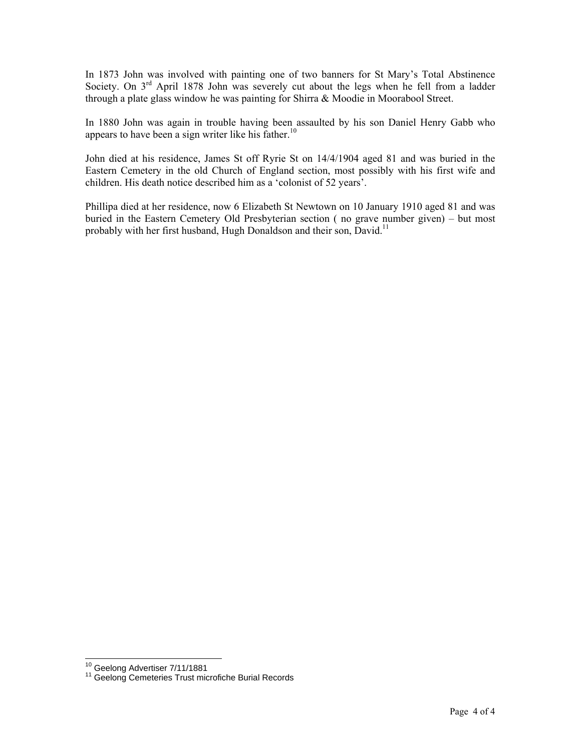In 1873 John was involved with painting one of two banners for St Mary's Total Abstinence Society. On 3rd April 1878 John was severely cut about the legs when he fell from a ladder through a plate glass window he was painting for Shirra & Moodie in Moorabool Street.

In 1880 John was again in trouble having been assaulted by his son Daniel Henry Gabb who appears to have been a sign writer like his father.[10]

John died at his residence, James St off Ryrie St on 14/4/1904 aged 81 and was buried in the Eastern Cemetery in the old Church of England section, most possibly with his first wife and children. His death notice described him as a 'colonist of 52 years'.

Phillipa died at her residence, now 6 Elizabeth St Newtown on 10 January 1910 aged 81 and was buried in the Eastern Cemetery Old Presbyterian section ( no grave number given) – but most probably with her first husband, Hugh Donaldson and their son, David.[11]

---

[10] Geelong Advertiser 7/11/1881

[11] Geelong Cemeteries Trust microfiche Burial Records